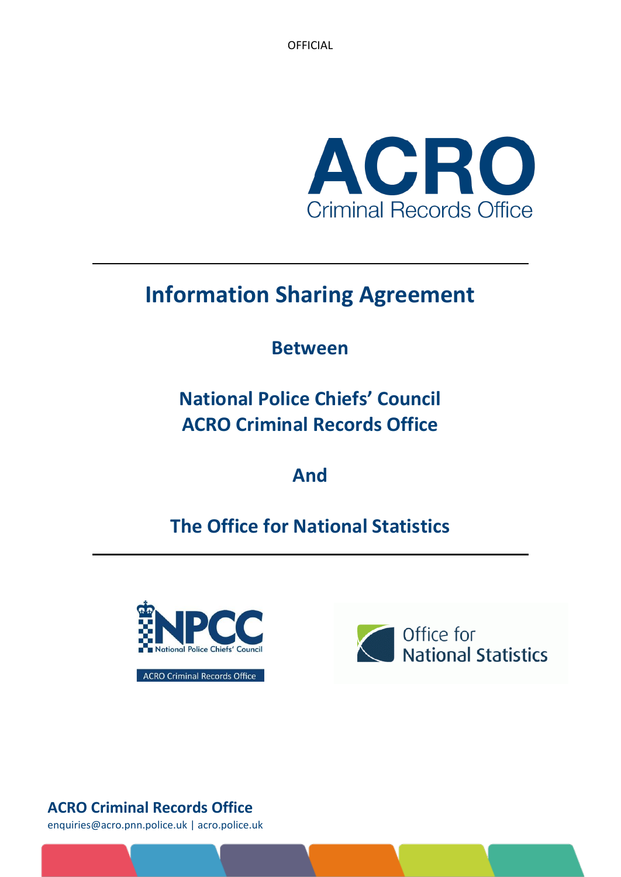OFFICIAL

ACRO
Criminal Records Office

# Information Sharing Agreement

**Between**

**National Police Chiefs' Council**
**ACRO Criminal Records Office**

**And**

**The Office for National Statistics**

NPCC National Police Chiefs' Council

ACRO Criminal Records Office

Office for National Statistics

**ACRO Criminal Records Office**

enquiries@acro.pnn.police.uk | acro.police.uk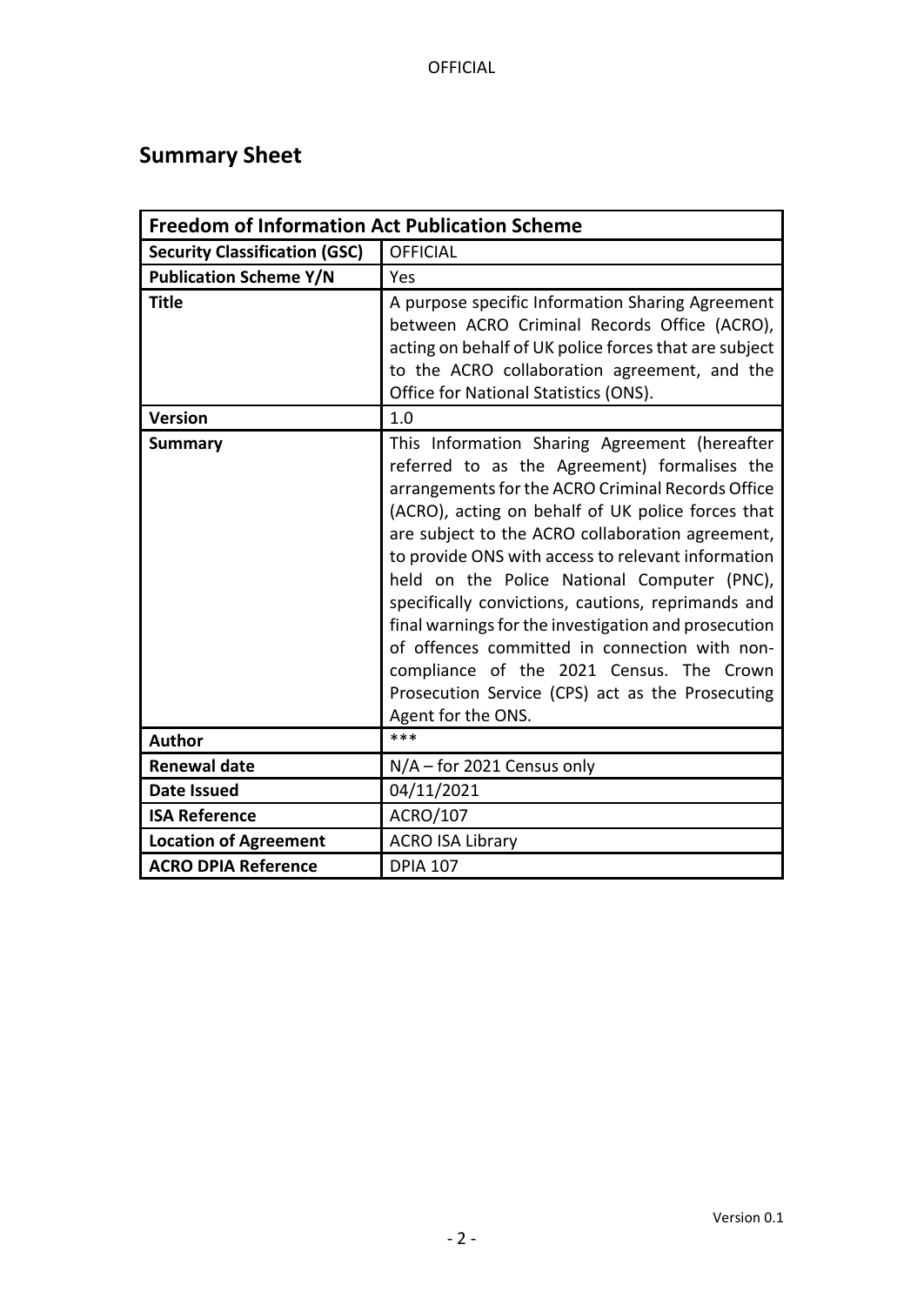# Summary Sheet

| Freedom of Information Act Publication Scheme | |
|---|---|
| **Security Classification (GSC)** | OFFICIAL |
| **Publication Scheme Y/N** | Yes |
| **Title** | A purpose specific Information Sharing Agreement between ACRO Criminal Records Office (ACRO), acting on behalf of UK police forces that are subject to the ACRO collaboration agreement, and the Office for National Statistics (ONS). |
| **Version** | 1.0 |
| **Summary** | This Information Sharing Agreement (hereafter referred to as the Agreement) formalises the arrangements for the ACRO Criminal Records Office (ACRO), acting on behalf of UK police forces that are subject to the ACRO collaboration agreement, to provide ONS with access to relevant information held on the Police National Computer (PNC), specifically convictions, cautions, reprimands and final warnings for the investigation and prosecution of offences committed in connection with non-compliance of the 2021 Census. The Crown Prosecution Service (CPS) act as the Prosecuting Agent for the ONS. |
| **Author** | *** |
| **Renewal date** | N/A – for 2021 Census only |
| **Date Issued** | 04/11/2021 |
| **ISA Reference** | ACRO/107 |
| **Location of Agreement** | ACRO ISA Library |
| **ACRO DPIA Reference** | DPIA 107 |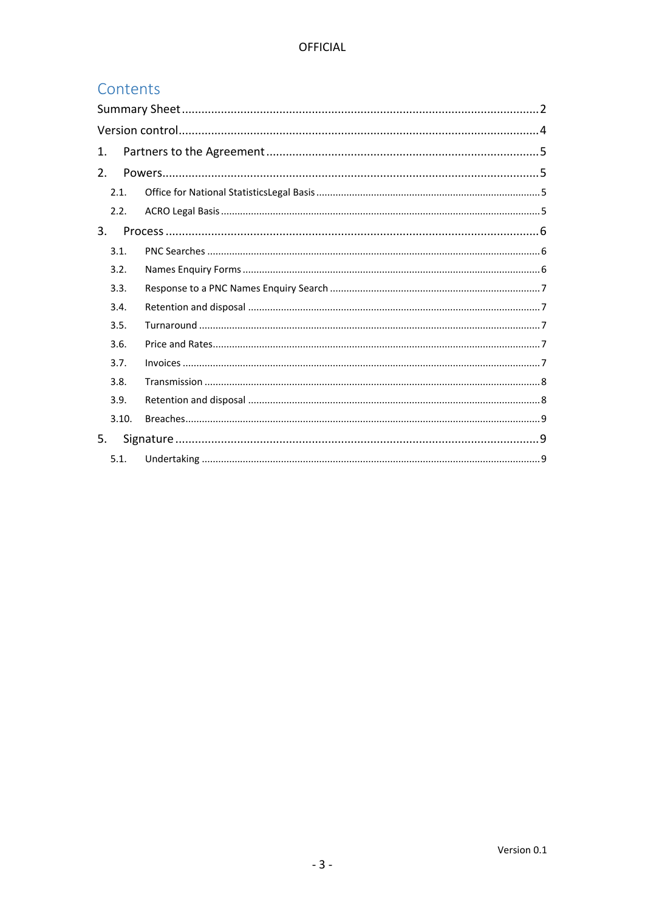# Contents

Summary Sheet .......... 2

Version control .......... 4

1. Partners to the Agreement .......... 5

2. Powers .......... 5

   2.1. Office for National StatisticsLegal Basis .......... 5

   2.2. ACRO Legal Basis .......... 5

3. Process .......... 6

   3.1. PNC Searches .......... 6

   3.2. Names Enquiry Forms .......... 6

   3.3. Response to a PNC Names Enquiry Search .......... 7

   3.4. Retention and disposal .......... 7

   3.5. Turnaround .......... 7

   3.6. Price and Rates .......... 7

   3.7. Invoices .......... 7

   3.8. Transmission .......... 8

   3.9. Retention and disposal .......... 8

   3.10. Breaches .......... 9

5. Signature .......... 9

   5.1. Undertaking .......... 9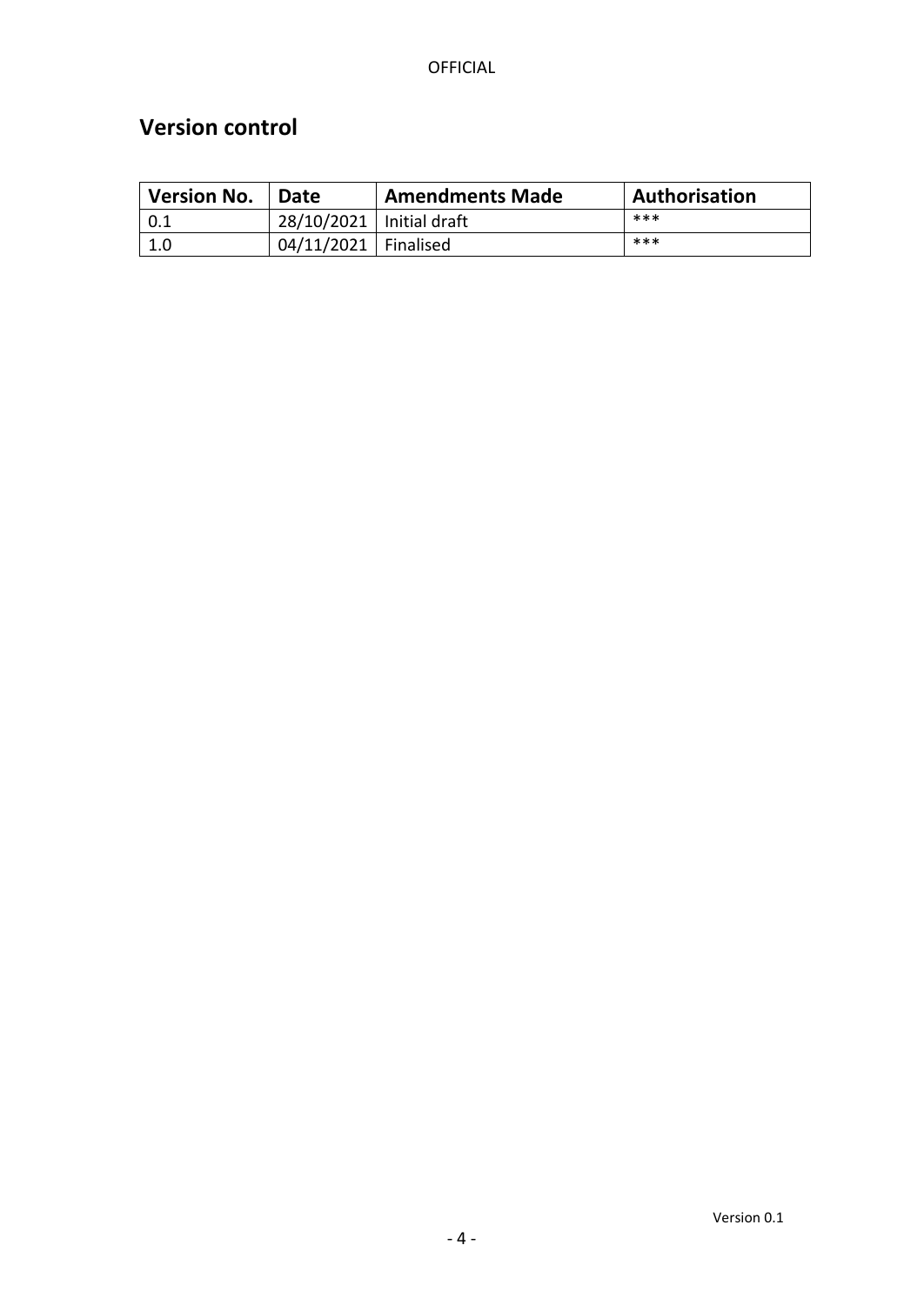## Version control

| Version No. | Date | Amendments Made | Authorisation |
|---|---|---|---|
| 0.1 | 28/10/2021 | Initial draft | *** |
| 1.0 | 04/11/2021 | Finalised | *** |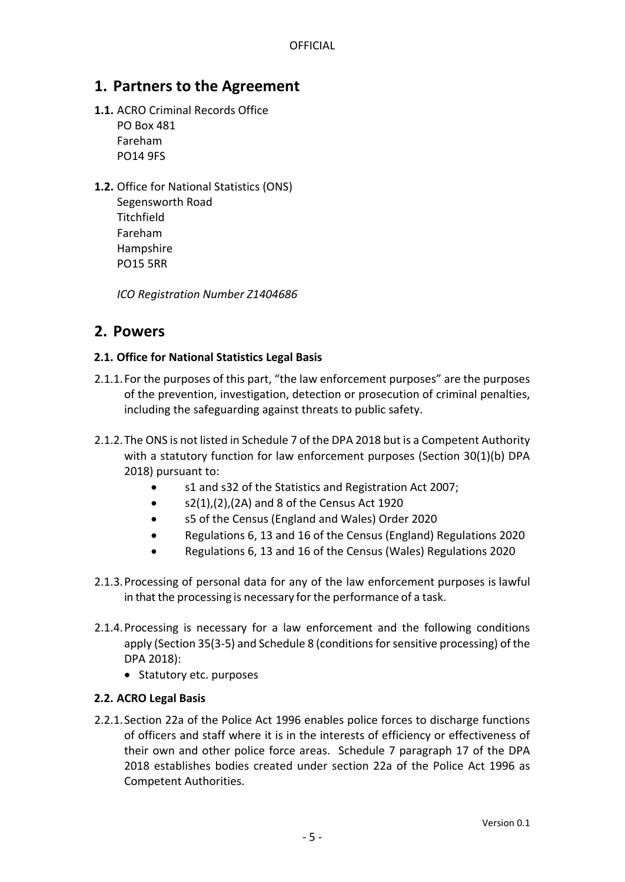# 1. Partners to the Agreement

**1.1.** ACRO Criminal Records Office
PO Box 481
Fareham
PO14 9FS

**1.2.** Office for National Statistics (ONS)
Segensworth Road
Titchfield
Fareham
Hampshire
PO15 5RR

*ICO Registration Number Z1404686*

# 2. Powers

### 2.1. Office for National Statistics Legal Basis

2.1.1. For the purposes of this part, "the law enforcement purposes" are the purposes of the prevention, investigation, detection or prosecution of criminal penalties, including the safeguarding against threats to public safety.

2.1.2. The ONS is not listed in Schedule 7 of the DPA 2018 but is a Competent Authority with a statutory function for law enforcement purposes (Section 30(1)(b) DPA 2018) pursuant to:

- s1 and s32 of the Statistics and Registration Act 2007;
- s2(1),(2),(2A) and 8 of the Census Act 1920
- s5 of the Census (England and Wales) Order 2020
- Regulations 6, 13 and 16 of the Census (England) Regulations 2020
- Regulations 6, 13 and 16 of the Census (Wales) Regulations 2020

2.1.3. Processing of personal data for any of the law enforcement purposes is lawful in that the processing is necessary for the performance of a task.

2.1.4. Processing is necessary for a law enforcement and the following conditions apply (Section 35(3-5) and Schedule 8 (conditions for sensitive processing) of the DPA 2018):

- Statutory etc. purposes

### 2.2. ACRO Legal Basis

2.2.1. Section 22a of the Police Act 1996 enables police forces to discharge functions of officers and staff where it is in the interests of efficiency or effectiveness of their own and other police force areas. Schedule 7 paragraph 17 of the DPA 2018 establishes bodies created under section 22a of the Police Act 1996 as Competent Authorities.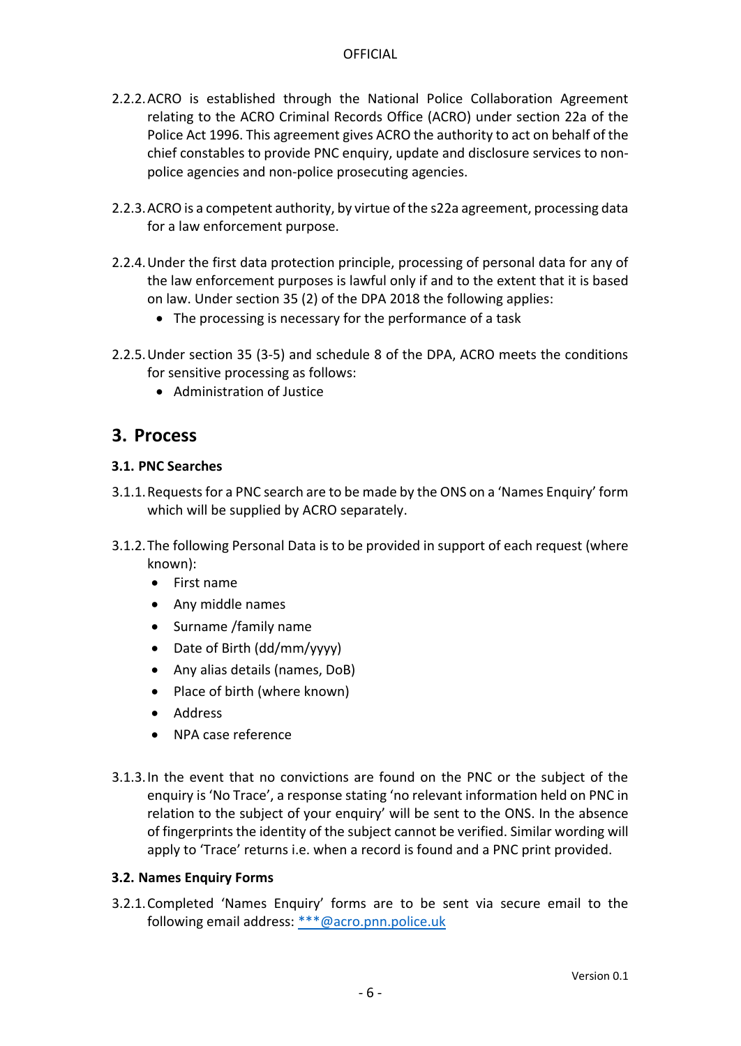2.2.2. ACRO is established through the National Police Collaboration Agreement relating to the ACRO Criminal Records Office (ACRO) under section 22a of the Police Act 1996. This agreement gives ACRO the authority to act on behalf of the chief constables to provide PNC enquiry, update and disclosure services to non-police agencies and non-police prosecuting agencies.

2.2.3. ACRO is a competent authority, by virtue of the s22a agreement, processing data for a law enforcement purpose.

2.2.4. Under the first data protection principle, processing of personal data for any of the law enforcement purposes is lawful only if and to the extent that it is based on law. Under section 35 (2) of the DPA 2018 the following applies:

- The processing is necessary for the performance of a task

2.2.5. Under section 35 (3-5) and schedule 8 of the DPA, ACRO meets the conditions for sensitive processing as follows:

- Administration of Justice

# 3. Process

### 3.1. PNC Searches

3.1.1. Requests for a PNC search are to be made by the ONS on a 'Names Enquiry' form which will be supplied by ACRO separately.

3.1.2. The following Personal Data is to be provided in support of each request (where known):

- First name
- Any middle names
- Surname /family name
- Date of Birth (dd/mm/yyyy)
- Any alias details (names, DoB)
- Place of birth (where known)
- Address
- NPA case reference

3.1.3. In the event that no convictions are found on the PNC or the subject of the enquiry is 'No Trace', a response stating 'no relevant information held on PNC in relation to the subject of your enquiry' will be sent to the ONS. In the absence of fingerprints the identity of the subject cannot be verified. Similar wording will apply to 'Trace' returns i.e. when a record is found and a PNC print provided.

### 3.2. Names Enquiry Forms

3.2.1. Completed 'Names Enquiry' forms are to be sent via secure email to the following email address: ***@acro.pnn.police.uk

Version 0.1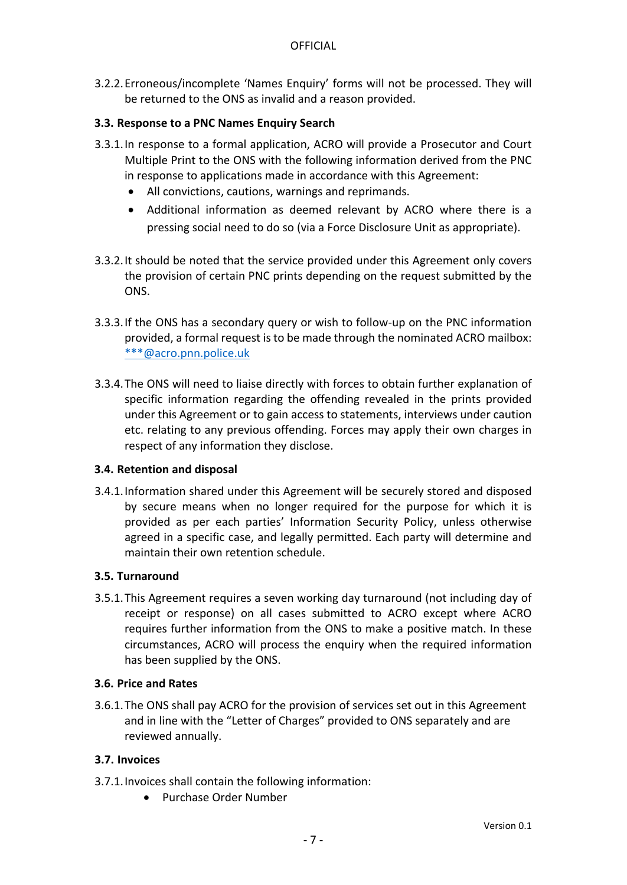3.2.2. Erroneous/incomplete 'Names Enquiry' forms will not be processed. They will be returned to the ONS as invalid and a reason provided.

### 3.3. Response to a PNC Names Enquiry Search

3.3.1. In response to a formal application, ACRO will provide a Prosecutor and Court Multiple Print to the ONS with the following information derived from the PNC in response to applications made in accordance with this Agreement:

- All convictions, cautions, warnings and reprimands.
- Additional information as deemed relevant by ACRO where there is a pressing social need to do so (via a Force Disclosure Unit as appropriate).

3.3.2. It should be noted that the service provided under this Agreement only covers the provision of certain PNC prints depending on the request submitted by the ONS.

3.3.3. If the ONS has a secondary query or wish to follow-up on the PNC information provided, a formal request is to be made through the nominated ACRO mailbox: ***@acro.pnn.police.uk

3.3.4. The ONS will need to liaise directly with forces to obtain further explanation of specific information regarding the offending revealed in the prints provided under this Agreement or to gain access to statements, interviews under caution etc. relating to any previous offending. Forces may apply their own charges in respect of any information they disclose.

### 3.4. Retention and disposal

3.4.1. Information shared under this Agreement will be securely stored and disposed by secure means when no longer required for the purpose for which it is provided as per each parties' Information Security Policy, unless otherwise agreed in a specific case, and legally permitted. Each party will determine and maintain their own retention schedule.

### 3.5. Turnaround

3.5.1. This Agreement requires a seven working day turnaround (not including day of receipt or response) on all cases submitted to ACRO except where ACRO requires further information from the ONS to make a positive match. In these circumstances, ACRO will process the enquiry when the required information has been supplied by the ONS.

### 3.6. Price and Rates

3.6.1. The ONS shall pay ACRO for the provision of services set out in this Agreement and in line with the "Letter of Charges" provided to ONS separately and are reviewed annually.

### 3.7. Invoices

3.7.1. Invoices shall contain the following information:

- Purchase Order Number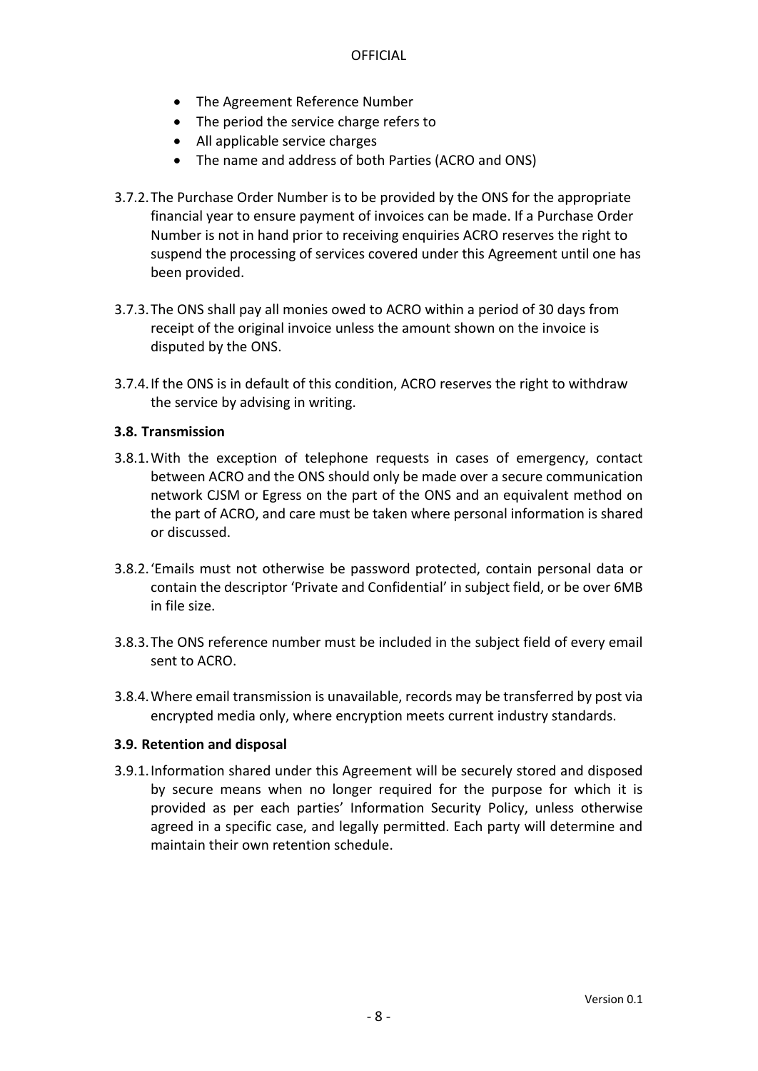- The Agreement Reference Number
- The period the service charge refers to
- All applicable service charges
- The name and address of both Parties (ACRO and ONS)

3.7.2. The Purchase Order Number is to be provided by the ONS for the appropriate financial year to ensure payment of invoices can be made. If a Purchase Order Number is not in hand prior to receiving enquiries ACRO reserves the right to suspend the processing of services covered under this Agreement until one has been provided.

3.7.3. The ONS shall pay all monies owed to ACRO within a period of 30 days from receipt of the original invoice unless the amount shown on the invoice is disputed by the ONS.

3.7.4. If the ONS is in default of this condition, ACRO reserves the right to withdraw the service by advising in writing.

**3.8. Transmission**

3.8.1. With the exception of telephone requests in cases of emergency, contact between ACRO and the ONS should only be made over a secure communication network CJSM or Egress on the part of the ONS and an equivalent method on the part of ACRO, and care must be taken where personal information is shared or discussed.

3.8.2. 'Emails must not otherwise be password protected, contain personal data or contain the descriptor 'Private and Confidential' in subject field, or be over 6MB in file size.

3.8.3. The ONS reference number must be included in the subject field of every email sent to ACRO.

3.8.4. Where email transmission is unavailable, records may be transferred by post via encrypted media only, where encryption meets current industry standards.

**3.9. Retention and disposal**

3.9.1. Information shared under this Agreement will be securely stored and disposed by secure means when no longer required for the purpose for which it is provided as per each parties' Information Security Policy, unless otherwise agreed in a specific case, and legally permitted. Each party will determine and maintain their own retention schedule.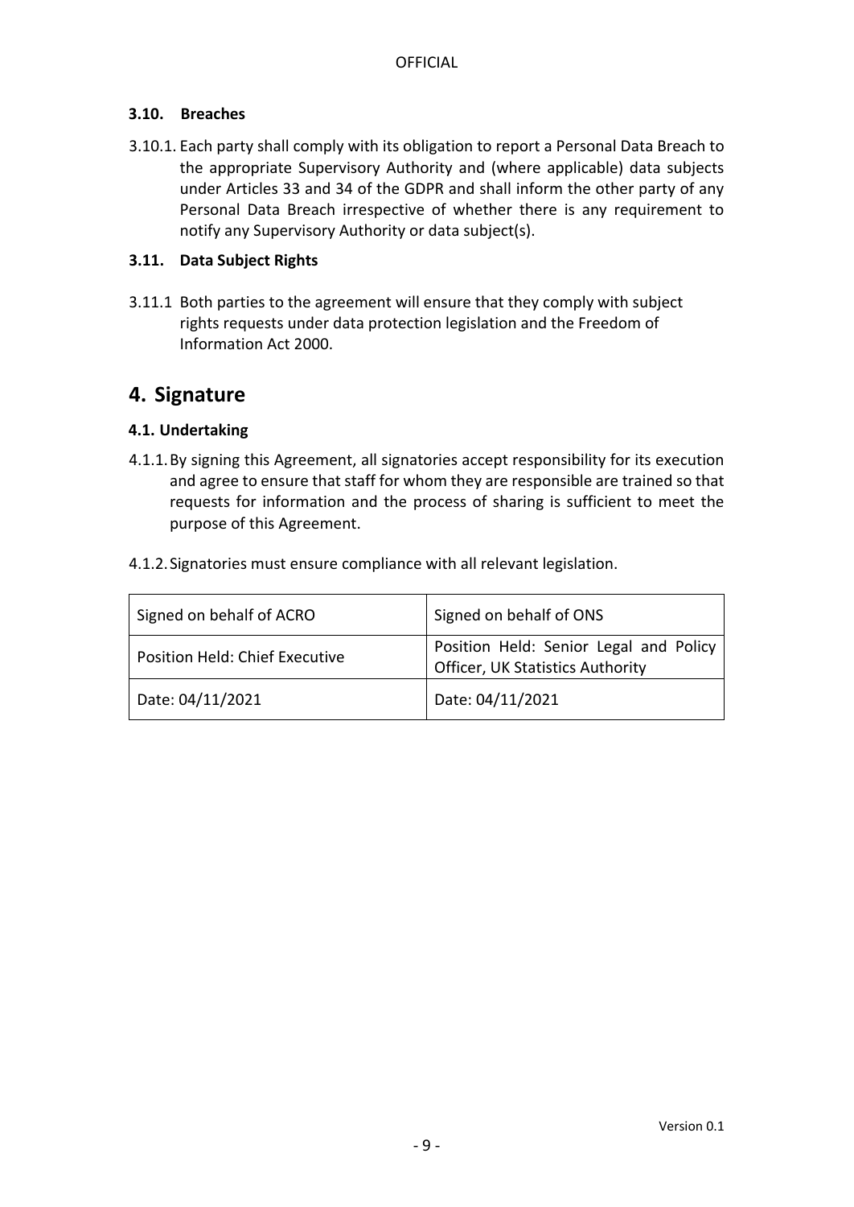### 3.10. Breaches

3.10.1. Each party shall comply with its obligation to report a Personal Data Breach to the appropriate Supervisory Authority and (where applicable) data subjects under Articles 33 and 34 of the GDPR and shall inform the other party of any Personal Data Breach irrespective of whether there is any requirement to notify any Supervisory Authority or data subject(s).

### 3.11. Data Subject Rights

3.11.1 Both parties to the agreement will ensure that they comply with subject rights requests under data protection legislation and the Freedom of Information Act 2000.

## 4. Signature

### 4.1. Undertaking

4.1.1. By signing this Agreement, all signatories accept responsibility for its execution and agree to ensure that staff for whom they are responsible are trained so that requests for information and the process of sharing is sufficient to meet the purpose of this Agreement.

4.1.2. Signatories must ensure compliance with all relevant legislation.

| | |
|---|---|
| Signed on behalf of ACRO | Signed on behalf of ONS |
| Position Held: Chief Executive | Position Held: Senior Legal and Policy Officer, UK Statistics Authority |
| Date: 04/11/2021 | Date: 04/11/2021 |